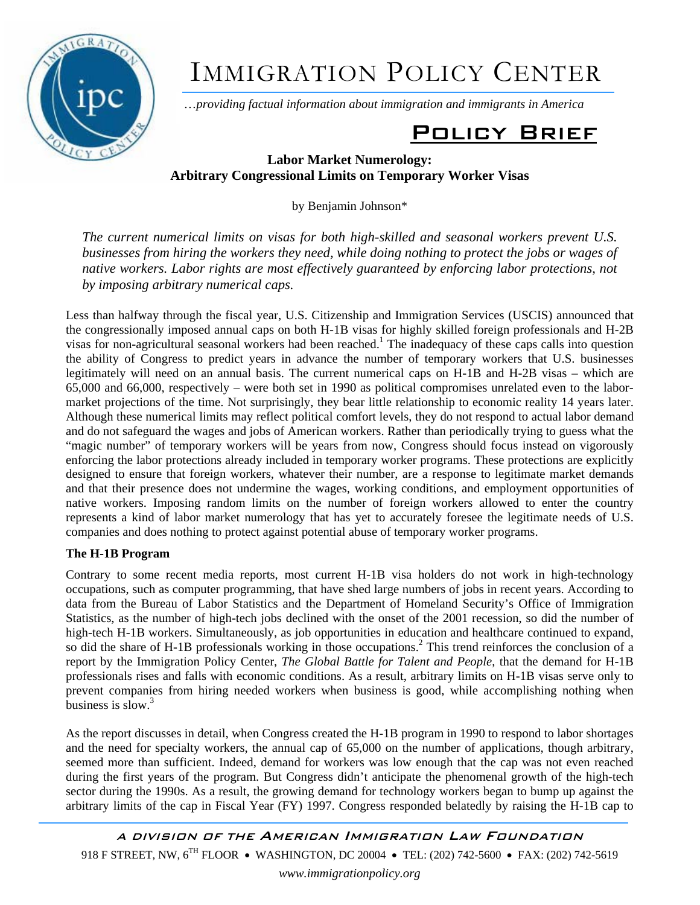# IMMIGRATION POLICY CENTER

*…providing factual information about immigration and immigrants in America*

## POLICY BRIEF

### Labor Market Numerology: Arbitrary Congressional Limits on Temporary Worker Visas

by Benjamin Johnson*

*The current numerical limits on visas for both high-skilled and seasonal workers prevent U.S. businesses from hiring the workers they need, while doing nothing to protect the jobs or wages of native workers. Labor rights are most effectively guaranteed by enforcing labor protections, not by imposing arbitrary numerical caps.*

Less than halfway through the fiscal year, U.S. Citizenship and Immigration Services (USCIS) announced that the congressionally imposed annual caps on both H-1B visas for highly skilled foreign professionals and H-2B visas for non-agricultural seasonal workers had been reached.[1] The inadequacy of these caps calls into question the ability of Congress to predict years in advance the number of temporary workers that U.S. businesses legitimately will need on an annual basis. The current numerical caps on H-1B and H-2B visas – which are 65,000 and 66,000, respectively – were both set in 1990 as political compromises unrelated even to the labor-market projections of the time. Not surprisingly, they bear little relationship to economic reality 14 years later. Although these numerical limits may reflect political comfort levels, they do not respond to actual labor demand and do not safeguard the wages and jobs of American workers. Rather than periodically trying to guess what the "magic number" of temporary workers will be years from now, Congress should focus instead on vigorously enforcing the labor protections already included in temporary worker programs. These protections are explicitly designed to ensure that foreign workers, whatever their number, are a response to legitimate market demands and that their presence does not undermine the wages, working conditions, and employment opportunities of native workers. Imposing random limits on the number of foreign workers allowed to enter the country represents a kind of labor market numerology that has yet to accurately foresee the legitimate needs of U.S. companies and does nothing to protect against potential abuse of temporary worker programs.

**The H-1B Program**

Contrary to some recent media reports, most current H-1B visa holders do not work in high-technology occupations, such as computer programming, that have shed large numbers of jobs in recent years. According to data from the Bureau of Labor Statistics and the Department of Homeland Security's Office of Immigration Statistics, as the number of high-tech jobs declined with the onset of the 2001 recession, so did the number of high-tech H-1B workers. Simultaneously, as job opportunities in education and healthcare continued to expand, so did the share of H-1B professionals working in those occupations.[2] This trend reinforces the conclusion of a report by the Immigration Policy Center, *The Global Battle for Talent and People*, that the demand for H-1B professionals rises and falls with economic conditions. As a result, arbitrary limits on H-1B visas serve only to prevent companies from hiring needed workers when business is good, while accomplishing nothing when business is slow.[3]

As the report discusses in detail, when Congress created the H-1B program in 1990 to respond to labor shortages and the need for specialty workers, the annual cap of 65,000 on the number of applications, though arbitrary, seemed more than sufficient. Indeed, demand for workers was low enough that the cap was not even reached during the first years of the program. But Congress didn't anticipate the phenomenal growth of the high-tech sector during the 1990s. As a result, the growing demand for technology workers began to bump up against the arbitrary limits of the cap in Fiscal Year (FY) 1997. Congress responded belatedly by raising the H-1B cap to

*A DIVISION OF THE AMERICAN IMMIGRATION LAW FOUNDATION*

918 F STREET, NW, 6TH FLOOR • WASHINGTON, DC 20004 • TEL: (202) 742-5600 • FAX: (202) 742-5619

*www.immigrationpolicy.org*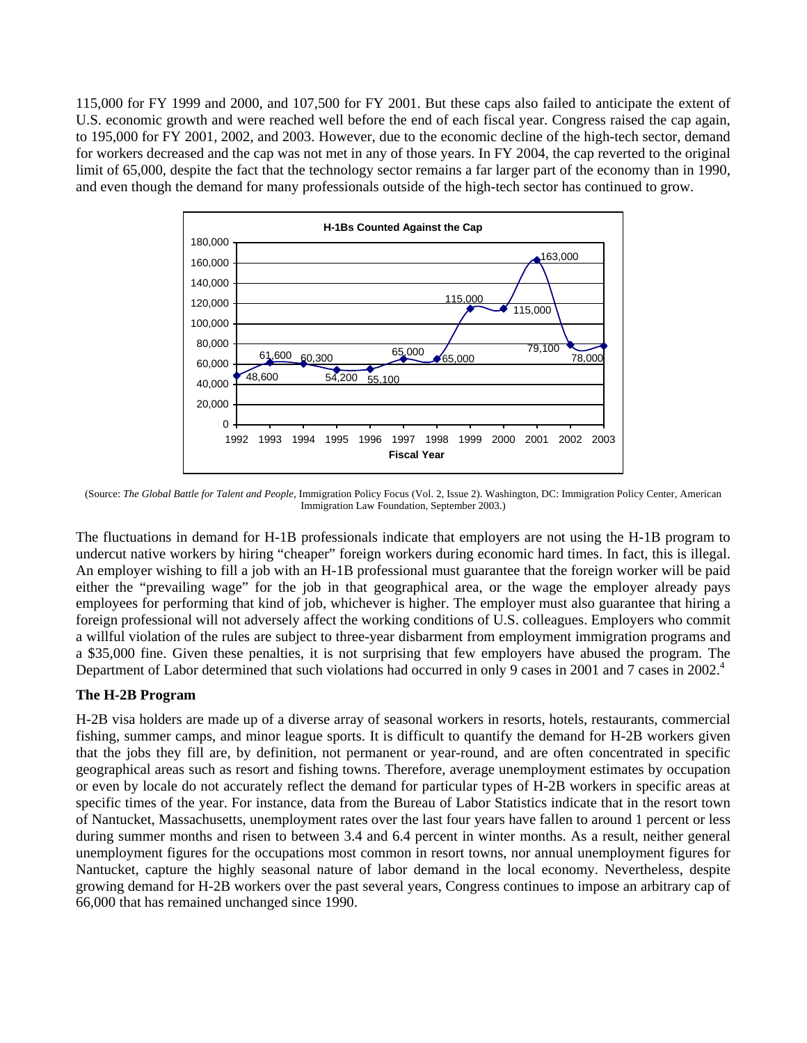115,000 for FY 1999 and 2000, and 107,500 for FY 2001. But these caps also failed to anticipate the extent of U.S. economic growth and were reached well before the end of each fiscal year. Congress raised the cap again, to 195,000 for FY 2001, 2002, and 2003. However, due to the economic decline of the high-tech sector, demand for workers decreased and the cap was not met in any of those years. In FY 2004, the cap reverted to the original limit of 65,000, despite the fact that the technology sector remains a far larger part of the economy than in 1990, and even though the demand for many professionals outside of the high-tech sector has continued to grow.

**H-1Bs Counted Against the Cap**

| Fiscal Year | H-1Bs Counted Against the Cap |
|---|---|
| 1992 | 48,600 |
| 1993 | 61,600 |
| 1994 | 60,300 |
| 1995 | 54,200 |
| 1996 | 55,100 |
| 1997 | 65,000 |
| 1998 | 65,000 |
| 1999 | 115,000 |
| 2000 | 115,000 |
| 2001 | 163,000 |
| 2002 | 79,100 |
| 2003 | 78,000 |

(Source: *The Global Battle for Talent and People*, Immigration Policy Focus (Vol. 2, Issue 2). Washington, DC: Immigration Policy Center, American Immigration Law Foundation, September 2003.)

The fluctuations in demand for H-1B professionals indicate that employers are not using the H-1B program to undercut native workers by hiring "cheaper" foreign workers during economic hard times. In fact, this is illegal. An employer wishing to fill a job with an H-1B professional must guarantee that the foreign worker will be paid either the "prevailing wage" for the job in that geographical area, or the wage the employer already pays employees for performing that kind of job, whichever is higher. The employer must also guarantee that hiring a foreign professional will not adversely affect the working conditions of U.S. colleagues. Employers who commit a willful violation of the rules are subject to three-year disbarment from employment immigration programs and a $35,000 fine. Given these penalties, it is not surprising that few employers have abused the program. The Department of Labor determined that such violations had occurred in only 9 cases in 2001 and 7 cases in 2002.[4]

### The H-2B Program

H-2B visa holders are made up of a diverse array of seasonal workers in resorts, hotels, restaurants, commercial fishing, summer camps, and minor league sports. It is difficult to quantify the demand for H-2B workers given that the jobs they fill are, by definition, not permanent or year-round, and are often concentrated in specific geographical areas such as resort and fishing towns. Therefore, average unemployment estimates by occupation or even by locale do not accurately reflect the demand for particular types of H-2B workers in specific areas at specific times of the year. For instance, data from the Bureau of Labor Statistics indicate that in the resort town of Nantucket, Massachusetts, unemployment rates over the last four years have fallen to around 1 percent or less during summer months and risen to between 3.4 and 6.4 percent in winter months. As a result, neither general unemployment figures for the occupations most common in resort towns, nor annual unemployment figures for Nantucket, capture the highly seasonal nature of labor demand in the local economy. Nevertheless, despite growing demand for H-2B workers over the past several years, Congress continues to impose an arbitrary cap of 66,000 that has remained unchanged since 1990.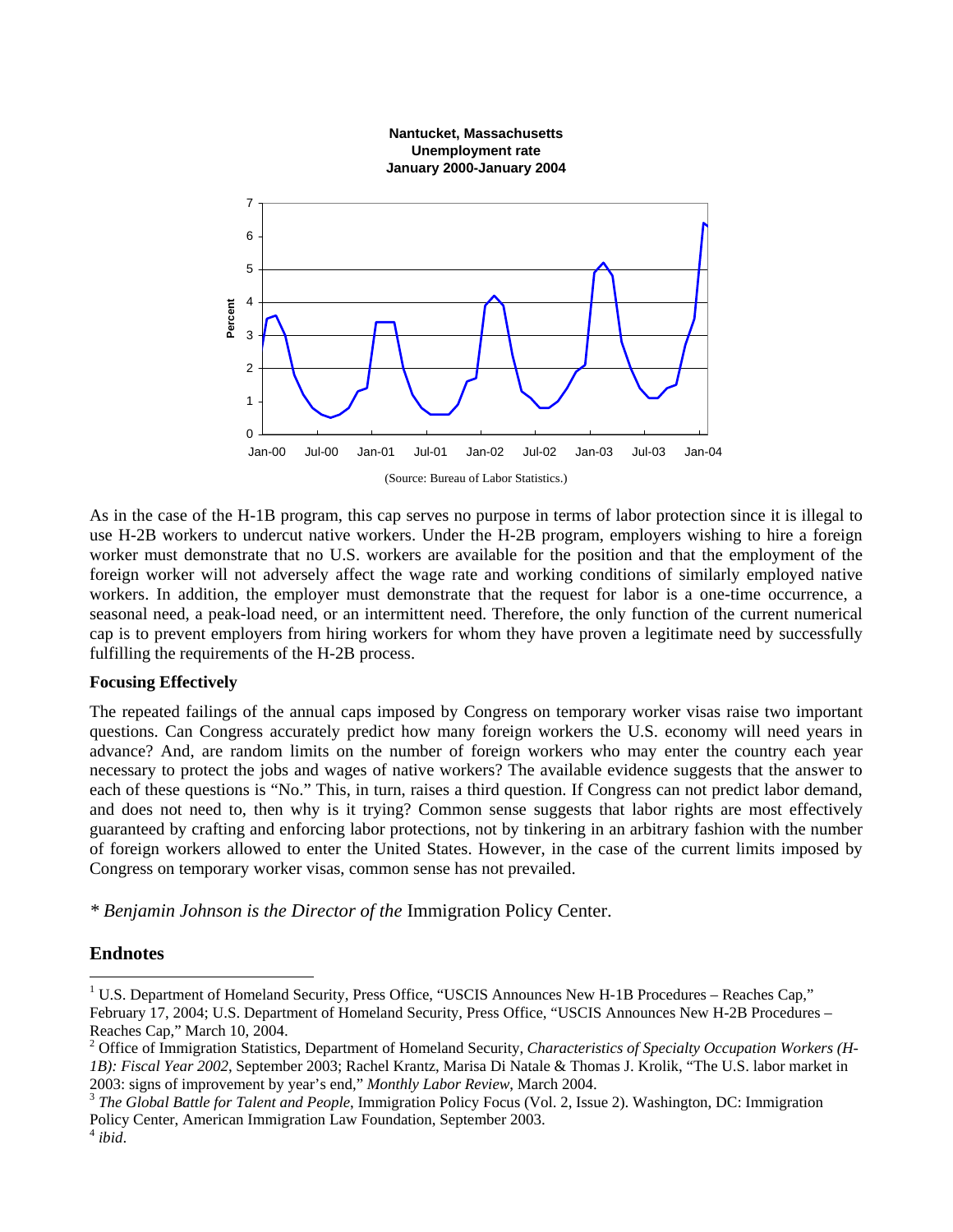Nantucket, Massachusetts
Unemployment rate
January 2000-January 2004

Percent

7
6
5
4
3
2
1
0

Jan-00 Jul-00 Jan-01 Jul-01 Jan-02 Jul-02 Jan-03 Jul-03 Jan-04

(Source: Bureau of Labor Statistics.)

As in the case of the H-1B program, this cap serves no purpose in terms of labor protection since it is illegal to use H-2B workers to undercut native workers. Under the H-2B program, employers wishing to hire a foreign worker must demonstrate that no U.S. workers are available for the position and that the employment of the foreign worker will not adversely affect the wage rate and working conditions of similarly employed native workers. In addition, the employer must demonstrate that the request for labor is a one-time occurrence, a seasonal need, a peak-load need, or an intermittent need. Therefore, the only function of the current numerical cap is to prevent employers from hiring workers for whom they have proven a legitimate need by successfully fulfilling the requirements of the H-2B process.

**Focusing Effectively**

The repeated failings of the annual caps imposed by Congress on temporary worker visas raise two important questions. Can Congress accurately predict how many foreign workers the U.S. economy will need years in advance? And, are random limits on the number of foreign workers who may enter the country each year necessary to protect the jobs and wages of native workers? The available evidence suggests that the answer to each of these questions is "No." This, in turn, raises a third question. If Congress can not predict labor demand, and does not need to, then why is it trying? Common sense suggests that labor rights are most effectively guaranteed by crafting and enforcing labor protections, not by tinkering in an arbitrary fashion with the number of foreign workers allowed to enter the United States. However, in the case of the current limits imposed by Congress on temporary worker visas, common sense has not prevailed.

*\* Benjamin Johnson is the Director of the* Immigration Policy Center.

## Endnotes

[1] U.S. Department of Homeland Security, Press Office, "USCIS Announces New H-1B Procedures – Reaches Cap," February 17, 2004; U.S. Department of Homeland Security, Press Office, "USCIS Announces New H-2B Procedures – Reaches Cap," March 10, 2004.

[2] Office of Immigration Statistics, Department of Homeland Security, *Characteristics of Specialty Occupation Workers (H-1B): Fiscal Year 2002*, September 2003; Rachel Krantz, Marisa Di Natale & Thomas J. Krolik, "The U.S. labor market in 2003: signs of improvement by year's end," *Monthly Labor Review*, March 2004.

[3] *The Global Battle for Talent and People*, Immigration Policy Focus (Vol. 2, Issue 2). Washington, DC: Immigration Policy Center, American Immigration Law Foundation, September 2003.

[4] *ibid*.